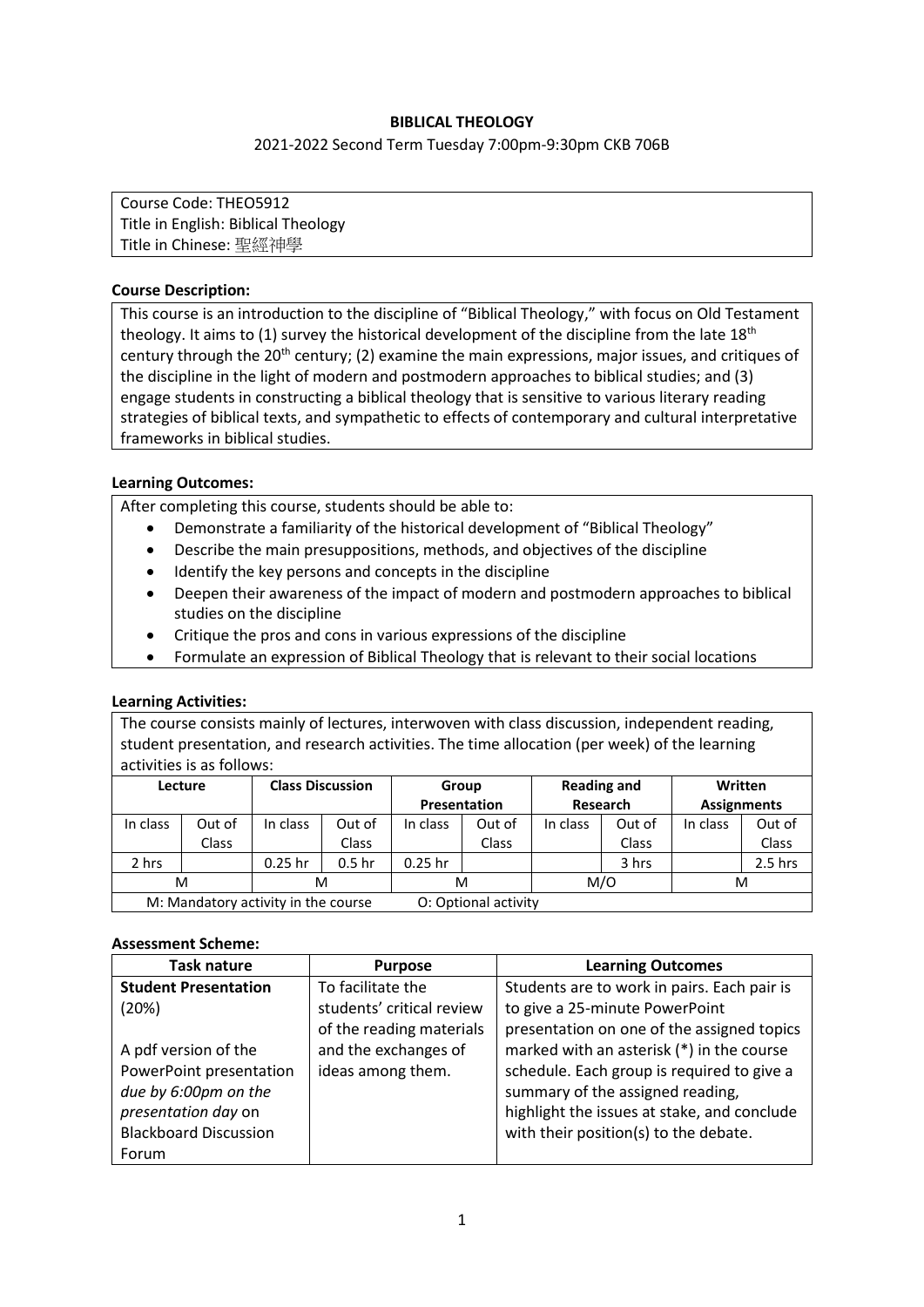**BIBLICAL THEOLOGY**

2021-2022 Second Term Tuesday 7:00pm-9:30pm CKB 706B

Course Code: THEO5912
Title in English: Biblical Theology
Title in Chinese: 聖經神學

**Course Description:**

This course is an introduction to the discipline of "Biblical Theology," with focus on Old Testament theology. It aims to (1) survey the historical development of the discipline from the late 18th century through the 20th century; (2) examine the main expressions, major issues, and critiques of the discipline in the light of modern and postmodern approaches to biblical studies; and (3) engage students in constructing a biblical theology that is sensitive to various literary reading strategies of biblical texts, and sympathetic to effects of contemporary and cultural interpretative frameworks in biblical studies.

**Learning Outcomes:**

After completing this course, students should be able to:

- Demonstrate a familiarity of the historical development of "Biblical Theology"
- Describe the main presuppositions, methods, and objectives of the discipline
- Identify the key persons and concepts in the discipline
- Deepen their awareness of the impact of modern and postmodern approaches to biblical studies on the discipline
- Critique the pros and cons in various expressions of the discipline
- Formulate an expression of Biblical Theology that is relevant to their social locations

**Learning Activities:**

The course consists mainly of lectures, interwoven with class discussion, independent reading, student presentation, and research activities. The time allocation (per week) of the learning activities is as follows:

| Lecture | | Class Discussion | | Group Presentation | | Reading and Research | | Written Assignments | |
|---|---|---|---|---|---|---|---|---|---|
| In class | Out of Class | In class | Out of Class | In class | Out of Class | In class | Out of Class | In class | Out of Class |
| 2 hrs | | 0.25 hr | 0.5 hr | 0.25 hr | | | 3 hrs | | 2.5 hrs |
| M | | M | | M | | M/O | | M | |
| M: Mandatory activity in the course | | | | O: Optional activity | | | | | |

**Assessment Scheme:**

| Task nature | Purpose | Learning Outcomes |
|---|---|---|
| **Student Presentation** (20%)<br><br>A pdf version of the PowerPoint presentation *due by 6:00pm on the presentation day* on Blackboard Discussion Forum | To facilitate the students' critical review of the reading materials and the exchanges of ideas among them. | Students are to work in pairs. Each pair is to give a 25-minute PowerPoint presentation on one of the assigned topics marked with an asterisk (*) in the course schedule. Each group is required to give a summary of the assigned reading, highlight the issues at stake, and conclude with their position(s) to the debate. |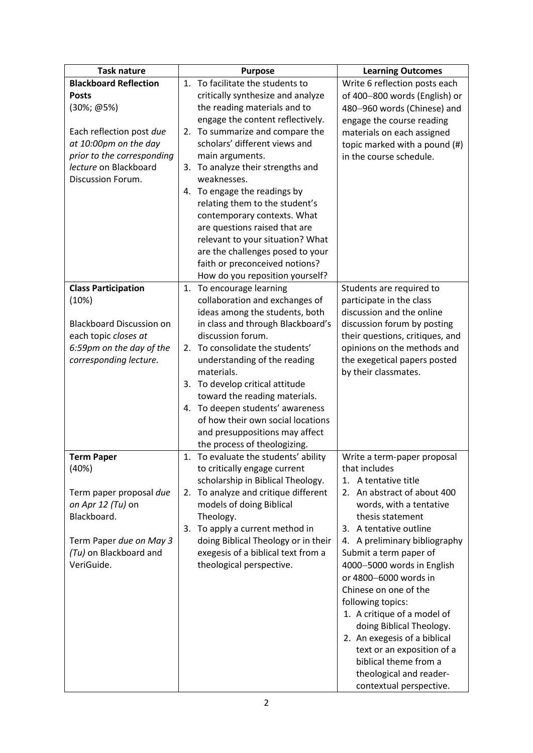| Task nature | Purpose | Learning Outcomes |
|---|---|---|
| **Blackboard Reflection Posts**<br>(30%; @5%)<br><br>Each reflection post *due at 10:00pm on the day prior to the corresponding lecture* on Blackboard Discussion Forum. | 1. To facilitate the students to critically synthesize and analyze the reading materials and to engage the content reflectively.<br>2. To summarize and compare the scholars' different views and main arguments.<br>3. To analyze their strengths and weaknesses.<br>4. To engage the readings by relating them to the student's contemporary contexts. What are questions raised that are relevant to your situation? What are the challenges posed to your faith or preconceived notions? How do you reposition yourself? | Write 6 reflection posts each of 400–800 words (English) or 480–960 words (Chinese) and engage the course reading materials on each assigned topic marked with a pound (#) in the course schedule. |
| **Class Participation**<br>(10%)<br><br>Blackboard Discussion on each topic *closes at 6:59pm on the day of the corresponding lecture*. | 1. To encourage learning collaboration and exchanges of ideas among the students, both in class and through Blackboard's discussion forum.<br>2. To consolidate the students' understanding of the reading materials.<br>3. To develop critical attitude toward the reading materials.<br>4. To deepen students' awareness of how their own social locations and presuppositions may affect the process of theologizing. | Students are required to participate in the class discussion and the online discussion forum by posting their questions, critiques, and opinions on the methods and the exegetical papers posted by their classmates. |
| **Term Paper**<br>(40%)<br><br>Term paper proposal *due on Apr 12 (Tu)* on Blackboard.<br><br>Term Paper *due on May 3 (Tu)* on Blackboard and VeriGuide. | 1. To evaluate the students' ability to critically engage current scholarship in Biblical Theology.<br>2. To analyze and critique different models of doing Biblical Theology.<br>3. To apply a current method in doing Biblical Theology or in their exegesis of a biblical text from a theological perspective. | Write a term-paper proposal that includes<br>1. A tentative title<br>2. An abstract of about 400 words, with a tentative thesis statement<br>3. A tentative outline<br>4. A preliminary bibliography<br>Submit a term paper of 4000–5000 words in English or 4800–6000 words in Chinese on one of the following topics:<br>1. A critique of a model of doing Biblical Theology.<br>2. An exegesis of a biblical text or an exposition of a biblical theme from a theological and reader-contextual perspective. |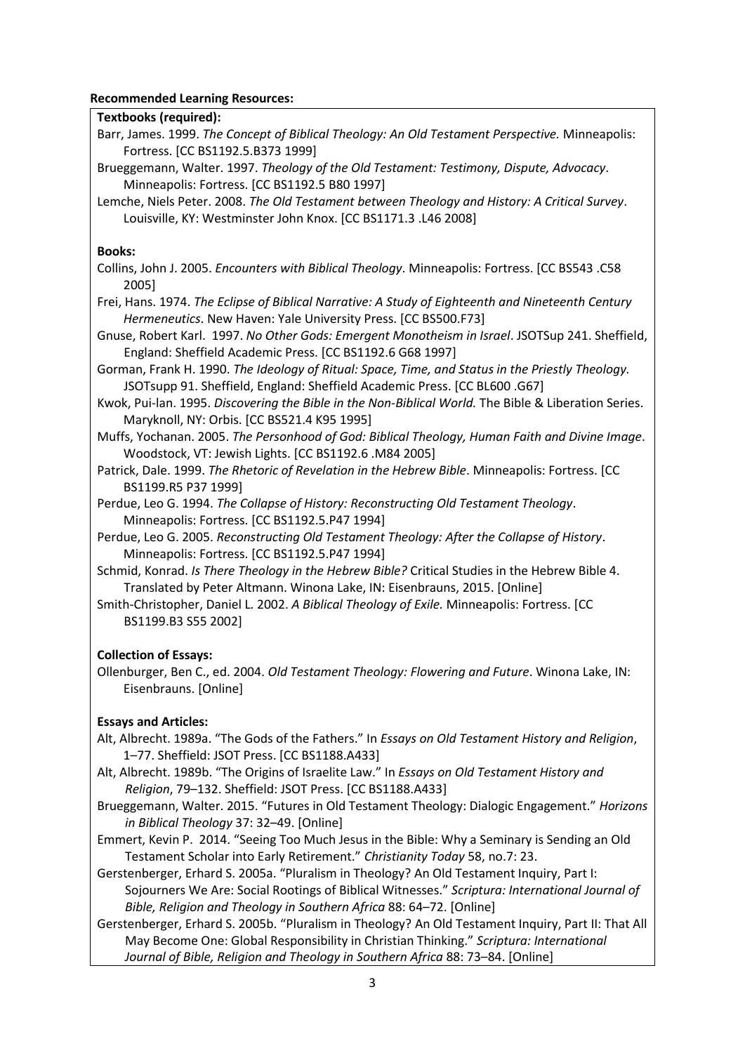**Recommended Learning Resources:**

**Textbooks (required):**

Barr, James. 1999. *The Concept of Biblical Theology: An Old Testament Perspective.* Minneapolis: Fortress. [CC BS1192.5.B373 1999]

Brueggemann, Walter. 1997. *Theology of the Old Testament: Testimony, Dispute, Advocacy*. Minneapolis: Fortress. [CC BS1192.5 B80 1997]

Lemche, Niels Peter. 2008. *The Old Testament between Theology and History: A Critical Survey*. Louisville, KY: Westminster John Knox. [CC BS1171.3 .L46 2008]

**Books:**

Collins, John J. 2005. *Encounters with Biblical Theology*. Minneapolis: Fortress. [CC BS543 .C58 2005]

Frei, Hans. 1974. *The Eclipse of Biblical Narrative: A Study of Eighteenth and Nineteenth Century Hermeneutics*. New Haven: Yale University Press. [CC BS500.F73]

Gnuse, Robert Karl. 1997. *No Other Gods: Emergent Monotheism in Israel*. JSOTSup 241. Sheffield, England: Sheffield Academic Press. [CC BS1192.6 G68 1997]

Gorman, Frank H. 1990. *The Ideology of Ritual: Space, Time, and Status in the Priestly Theology.* JSOTsupp 91. Sheffield, England: Sheffield Academic Press. [CC BL600 .G67]

Kwok, Pui-lan. 1995. *Discovering the Bible in the Non-Biblical World.* The Bible & Liberation Series. Maryknoll, NY: Orbis. [CC BS521.4 K95 1995]

Muffs, Yochanan. 2005. *The Personhood of God: Biblical Theology, Human Faith and Divine Image*. Woodstock, VT: Jewish Lights. [CC BS1192.6 .M84 2005]

Patrick, Dale. 1999. *The Rhetoric of Revelation in the Hebrew Bible*. Minneapolis: Fortress. [CC BS1199.R5 P37 1999]

Perdue, Leo G. 1994. *The Collapse of History: Reconstructing Old Testament Theology*. Minneapolis: Fortress. [CC BS1192.5.P47 1994]

Perdue, Leo G. 2005. *Reconstructing Old Testament Theology: After the Collapse of History*. Minneapolis: Fortress. [CC BS1192.5.P47 1994]

Schmid, Konrad. *Is There Theology in the Hebrew Bible?* Critical Studies in the Hebrew Bible 4. Translated by Peter Altmann. Winona Lake, IN: Eisenbrauns, 2015. [Online]

Smith-Christopher, Daniel L. 2002. *A Biblical Theology of Exile.* Minneapolis: Fortress. [CC BS1199.B3 S55 2002]

**Collection of Essays:**

Ollenburger, Ben C., ed. 2004. *Old Testament Theology: Flowering and Future*. Winona Lake, IN: Eisenbrauns. [Online]

**Essays and Articles:**

Alt, Albrecht. 1989a. "The Gods of the Fathers." In *Essays on Old Testament History and Religion*, 1–77. Sheffield: JSOT Press. [CC BS1188.A433]

Alt, Albrecht. 1989b. "The Origins of Israelite Law." In *Essays on Old Testament History and Religion*, 79–132. Sheffield: JSOT Press. [CC BS1188.A433]

Brueggemann, Walter. 2015. "Futures in Old Testament Theology: Dialogic Engagement." *Horizons in Biblical Theology* 37: 32–49. [Online]

Emmert, Kevin P. 2014. "Seeing Too Much Jesus in the Bible: Why a Seminary is Sending an Old Testament Scholar into Early Retirement." *Christianity Today* 58, no.7: 23.

Gerstenberger, Erhard S. 2005a. "Pluralism in Theology? An Old Testament Inquiry, Part I: Sojourners We Are: Social Rootings of Biblical Witnesses." *Scriptura: International Journal of Bible, Religion and Theology in Southern Africa* 88: 64–72. [Online]

Gerstenberger, Erhard S. 2005b. "Pluralism in Theology? An Old Testament Inquiry, Part II: That All May Become One: Global Responsibility in Christian Thinking." *Scriptura: International Journal of Bible, Religion and Theology in Southern Africa* 88: 73–84. [Online]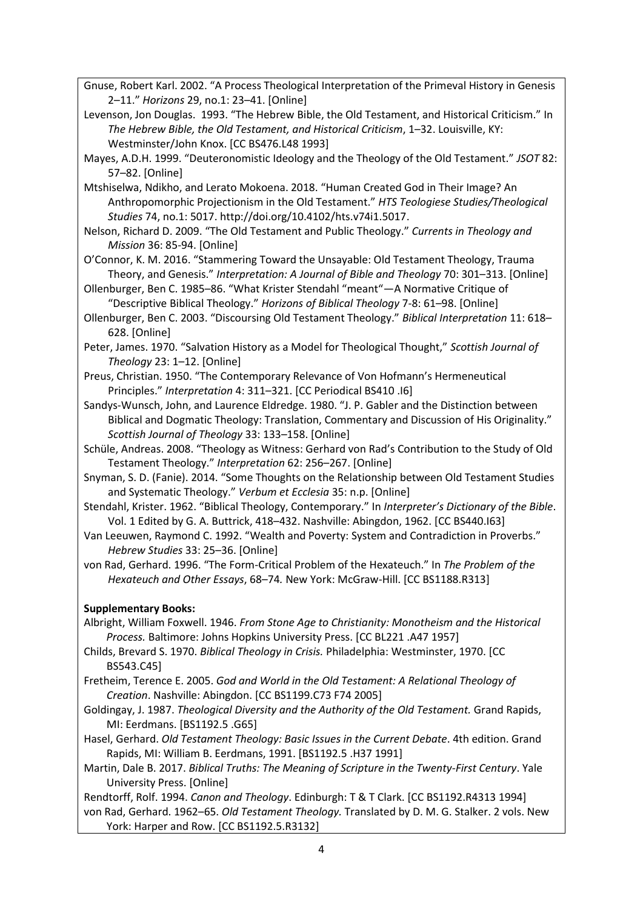Gnuse, Robert Karl. 2002. "A Process Theological Interpretation of the Primeval History in Genesis 2–11." *Horizons* 29, no.1: 23–41. [Online]

Levenson, Jon Douglas. 1993. "The Hebrew Bible, the Old Testament, and Historical Criticism." In *The Hebrew Bible, the Old Testament, and Historical Criticism*, 1–32. Louisville, KY: Westminster/John Knox. [CC BS476.L48 1993]

Mayes, A.D.H. 1999. "Deuteronomistic Ideology and the Theology of the Old Testament." *JSOT* 82: 57–82. [Online]

Mtshiselwa, Ndikho, and Lerato Mokoena. 2018. "Human Created God in Their Image? An Anthropomorphic Projectionism in the Old Testament." *HTS Teologiese Studies/Theological Studies* 74, no.1: 5017. http://doi.org/10.4102/hts.v74i1.5017.

Nelson, Richard D. 2009. "The Old Testament and Public Theology." *Currents in Theology and Mission* 36: 85-94. [Online]

O'Connor, K. M. 2016. "Stammering Toward the Unsayable: Old Testament Theology, Trauma Theory, and Genesis." *Interpretation: A Journal of Bible and Theology* 70: 301–313. [Online]

Ollenburger, Ben C. 1985–86. "What Krister Stendahl "meant"—A Normative Critique of "Descriptive Biblical Theology." *Horizons of Biblical Theology* 7-8: 61–98. [Online]

Ollenburger, Ben C. 2003. "Discoursing Old Testament Theology." *Biblical Interpretation* 11: 618–628. [Online]

Peter, James. 1970. "Salvation History as a Model for Theological Thought," *Scottish Journal of Theology* 23: 1–12. [Online]

Preus, Christian. 1950. "The Contemporary Relevance of Von Hofmann's Hermeneutical Principles." *Interpretation* 4: 311–321. [CC Periodical BS410 .I6]

Sandys-Wunsch, John, and Laurence Eldredge. 1980. "J. P. Gabler and the Distinction between Biblical and Dogmatic Theology: Translation, Commentary and Discussion of His Originality." *Scottish Journal of Theology* 33: 133–158. [Online]

Schüle, Andreas. 2008. "Theology as Witness: Gerhard von Rad's Contribution to the Study of Old Testament Theology." *Interpretation* 62: 256–267. [Online]

Snyman, S. D. (Fanie). 2014. "Some Thoughts on the Relationship between Old Testament Studies and Systematic Theology." *Verbum et Ecclesia* 35: n.p. [Online]

Stendahl, Krister. 1962. "Biblical Theology, Contemporary." In *Interpreter's Dictionary of the Bible*. Vol. 1 Edited by G. A. Buttrick, 418–432. Nashville: Abingdon, 1962. [CC BS440.I63]

Van Leeuwen, Raymond C. 1992. "Wealth and Poverty: System and Contradiction in Proverbs." *Hebrew Studies* 33: 25–36. [Online]

von Rad, Gerhard. 1996. "The Form-Critical Problem of the Hexateuch." In *The Problem of the Hexateuch and Other Essays*, 68–74*.* New York: McGraw-Hill. [CC BS1188.R313]

**Supplementary Books:**

Albright, William Foxwell. 1946. *From Stone Age to Christianity: Monotheism and the Historical Process.* Baltimore: Johns Hopkins University Press. [CC BL221 .A47 1957]

Childs, Brevard S. 1970. *Biblical Theology in Crisis.* Philadelphia: Westminster, 1970. [CC BS543.C45]

Fretheim, Terence E. 2005. *God and World in the Old Testament: A Relational Theology of Creation*. Nashville: Abingdon. [CC BS1199.C73 F74 2005]

Goldingay, J. 1987. *Theological Diversity and the Authority of the Old Testament.* Grand Rapids, MI: Eerdmans. [BS1192.5 .G65]

Hasel, Gerhard. *Old Testament Theology: Basic Issues in the Current Debate*. 4th edition. Grand Rapids, MI: William B. Eerdmans, 1991. [BS1192.5 .H37 1991]

Martin, Dale B. 2017. *Biblical Truths: The Meaning of Scripture in the Twenty-First Century*. Yale University Press. [Online]

Rendtorff, Rolf. 1994. *Canon and Theology*. Edinburgh: T & T Clark. [CC BS1192.R4313 1994]

von Rad, Gerhard. 1962–65. *Old Testament Theology.* Translated by D. M. G. Stalker. 2 vols. New York: Harper and Row. [CC BS1192.5.R3132]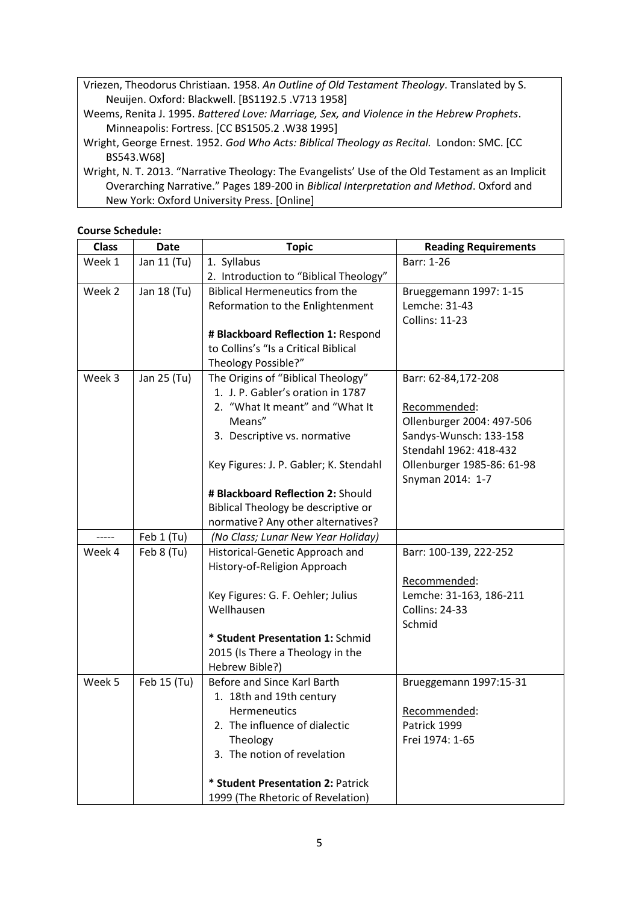Vriezen, Theodorus Christiaan. 1958. *An Outline of Old Testament Theology*. Translated by S. Neuijen. Oxford: Blackwell. [BS1192.5 .V713 1958]

Weems, Renita J. 1995. *Battered Love: Marriage, Sex, and Violence in the Hebrew Prophets*. Minneapolis: Fortress. [CC BS1505.2 .W38 1995]

Wright, George Ernest. 1952. *God Who Acts: Biblical Theology as Recital.* London: SMC. [CC BS543.W68]

Wright, N. T. 2013. "Narrative Theology: The Evangelists' Use of the Old Testament as an Implicit Overarching Narrative." Pages 189-200 in *Biblical Interpretation and Method*. Oxford and New York: Oxford University Press. [Online]

**Course Schedule:**

| Class | Date | Topic | Reading Requirements |
|---|---|---|---|
| Week 1 | Jan 11 (Tu) | 1. Syllabus<br>2. Introduction to "Biblical Theology" | Barr: 1-26 |
| Week 2 | Jan 18 (Tu) | Biblical Hermeneutics from the Reformation to the Enlightenment<br><br>**# Blackboard Reflection 1:** Respond to Collins's "Is a Critical Biblical Theology Possible?" | Brueggemann 1997: 1-15<br>Lemche: 31-43<br>Collins: 11-23 |
| Week 3 | Jan 25 (Tu) | The Origins of "Biblical Theology"<br>1. J. P. Gabler's oration in 1787<br>2. "What It meant" and "What It Means"<br>3. Descriptive vs. normative<br><br>Key Figures: J. P. Gabler; K. Stendahl<br><br>**# Blackboard Reflection 2:** Should Biblical Theology be descriptive or normative? Any other alternatives? | Barr: 62-84,172-208<br><br><u>Recommended</u>:<br>Ollenburger 2004: 497-506<br>Sandys-Wunsch: 133-158<br>Stendahl 1962: 418-432<br>Ollenburger 1985-86: 61-98<br>Snyman 2014: 1-7 |
| ----- | Feb 1 (Tu) | *(No Class; Lunar New Year Holiday)* | |
| Week 4 | Feb 8 (Tu) | Historical-Genetic Approach and History-of-Religion Approach<br><br>Key Figures: G. F. Oehler; Julius Wellhausen<br><br>**\* Student Presentation 1:** Schmid 2015 (Is There a Theology in the Hebrew Bible?) | Barr: 100-139, 222-252<br><br><u>Recommended</u>:<br>Lemche: 31-163, 186-211<br>Collins: 24-33<br>Schmid |
| Week 5 | Feb 15 (Tu) | Before and Since Karl Barth<br>1. 18th and 19th century Hermeneutics<br>2. The influence of dialectic Theology<br>3. The notion of revelation<br><br>**\* Student Presentation 2:** Patrick 1999 (The Rhetoric of Revelation) | Brueggemann 1997:15-31<br><br><u>Recommended</u>:<br>Patrick 1999<br>Frei 1974: 1-65 |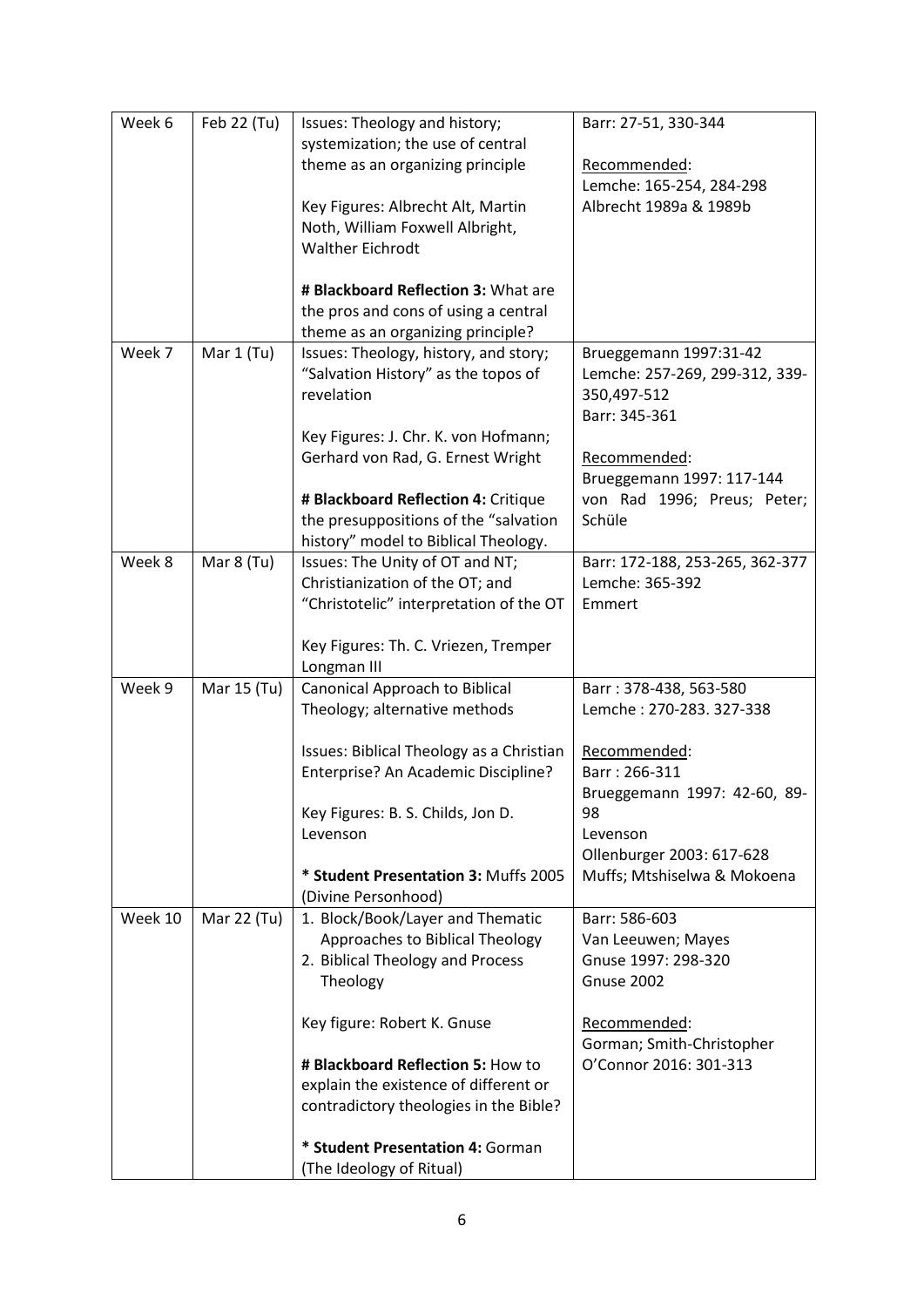| Week 6 | Feb 22 (Tu) | Issues: Theology and history; systemization; the use of central theme as an organizing principle<br><br>Key Figures: Albrecht Alt, Martin Noth, William Foxwell Albright, Walther Eichrodt<br><br>**# Blackboard Reflection 3:** What are the pros and cons of using a central theme as an organizing principle? | Barr: 27-51, 330-344<br><br><u>Recommended</u>:<br>Lemche: 165-254, 284-298<br>Albrecht 1989a & 1989b |
|---|---|---|---|
| Week 7 | Mar 1 (Tu) | Issues: Theology, history, and story; "Salvation History" as the topos of revelation<br><br>Key Figures: J. Chr. K. von Hofmann; Gerhard von Rad, G. Ernest Wright<br><br>**# Blackboard Reflection 4:** Critique the presuppositions of the "salvation history" model to Biblical Theology. | Brueggemann 1997:31-42<br>Lemche: 257-269, 299-312, 339-350,497-512<br>Barr: 345-361<br><br><u>Recommended</u>:<br>Brueggemann 1997: 117-144<br>von Rad 1996; Preus; Peter; Schüle |
| Week 8 | Mar 8 (Tu) | Issues: The Unity of OT and NT; Christianization of the OT; and "Christotelic" interpretation of the OT<br><br>Key Figures: Th. C. Vriezen, Tremper Longman III | Barr: 172-188, 253-265, 362-377<br>Lemche: 365-392<br>Emmert |
| Week 9 | Mar 15 (Tu) | Canonical Approach to Biblical Theology; alternative methods<br><br>Issues: Biblical Theology as a Christian Enterprise? An Academic Discipline?<br><br>Key Figures: B. S. Childs, Jon D. Levenson<br><br>**\* Student Presentation 3:** Muffs 2005 (Divine Personhood) | Barr : 378-438, 563-580<br>Lemche : 270-283. 327-338<br><br><u>Recommended</u>:<br>Barr : 266-311<br>Brueggemann 1997: 42-60, 89-98<br>Levenson<br>Ollenburger 2003: 617-628<br>Muffs; Mtshiselwa & Mokoena |
| Week 10 | Mar 22 (Tu) | 1. Block/Book/Layer and Thematic Approaches to Biblical Theology<br>2. Biblical Theology and Process Theology<br><br>Key figure: Robert K. Gnuse<br><br>**# Blackboard Reflection 5:** How to explain the existence of different or contradictory theologies in the Bible?<br><br>**\* Student Presentation 4:** Gorman (The Ideology of Ritual) | Barr: 586-603<br>Van Leeuwen; Mayes<br>Gnuse 1997: 298-320<br>Gnuse 2002<br><br><u>Recommended</u>:<br>Gorman; Smith-Christopher<br>O'Connor 2016: 301-313 |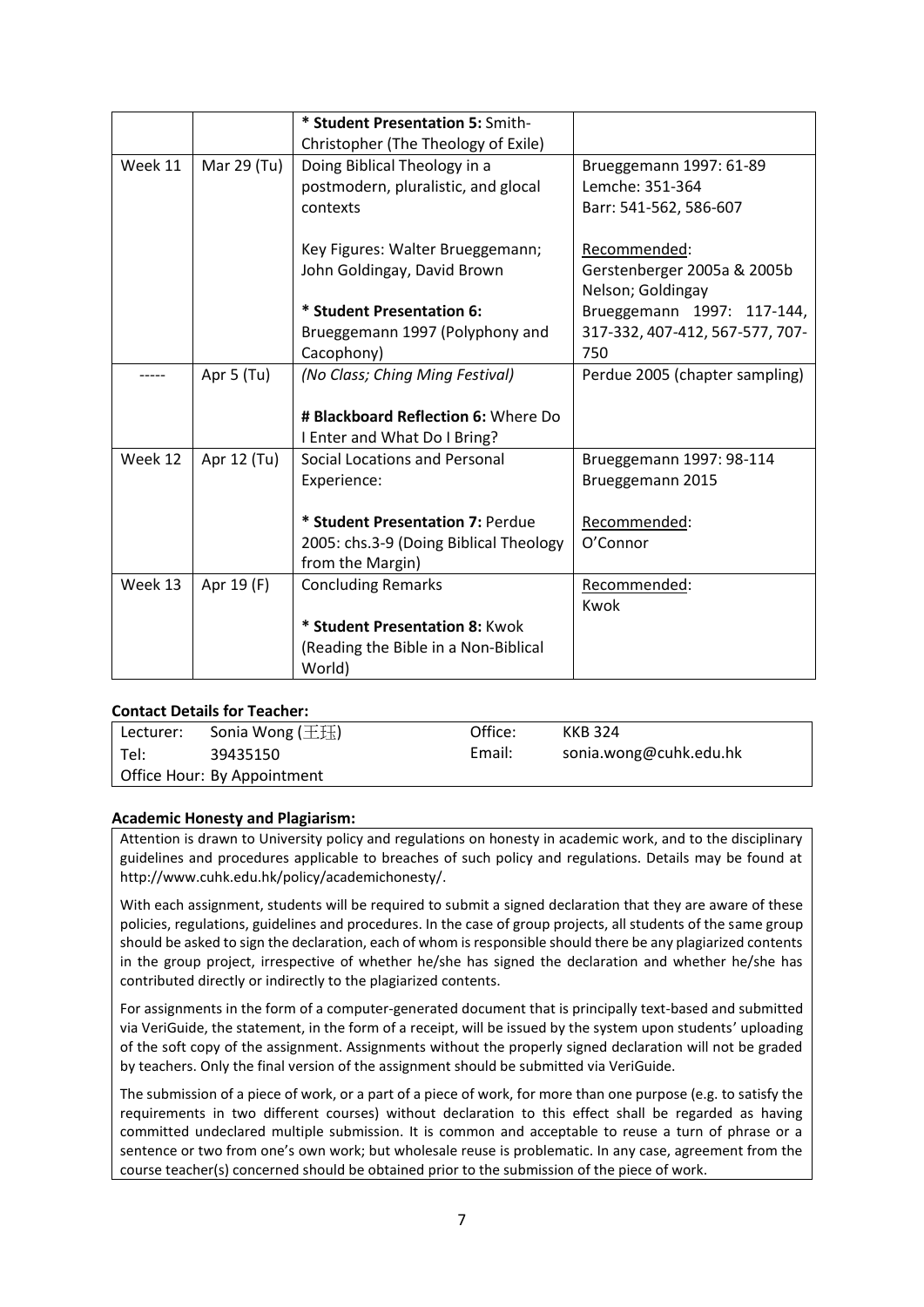| | | * **Student Presentation 5:** Smith-Christopher (The Theology of Exile) | |
|---|---|---|---|
| Week 11 | Mar 29 (Tu) | Doing Biblical Theology in a postmodern, pluralistic, and glocal contexts<br><br>Key Figures: Walter Brueggemann; John Goldingay, David Brown<br><br>* **Student Presentation 6:** Brueggemann 1997 (Polyphony and Cacophony) | Brueggemann 1997: 61-89<br>Lemche: 351-364<br>Barr: 541-562, 586-607<br><br><u>Recommended</u>:<br>Gerstenberger 2005a & 2005b<br>Nelson; Goldingay<br>Brueggemann 1997: 117-144, 317-332, 407-412, 567-577, 707-750 |
| ----- | Apr 5 (Tu) | *(No Class; Ching Ming Festival)*<br><br>**# Blackboard Reflection 6:** Where Do I Enter and What Do I Bring? | Perdue 2005 (chapter sampling) |
| Week 12 | Apr 12 (Tu) | Social Locations and Personal Experience:<br><br>* **Student Presentation 7:** Perdue 2005: chs.3-9 (Doing Biblical Theology from the Margin) | Brueggemann 1997: 98-114<br>Brueggemann 2015<br><br><u>Recommended</u>:<br>O'Connor |
| Week 13 | Apr 19 (F) | Concluding Remarks<br><br>* **Student Presentation 8:** Kwok (Reading the Bible in a Non-Biblical World) | <u>Recommended</u>:<br>Kwok |

**Contact Details for Teacher:**

| Lecturer: | Sonia Wong (王珏) | Office: | KKB 324 |
|---|---|---|---|
| Tel: | 39435150 | Email: | sonia.wong@cuhk.edu.hk |
| Office Hour: By Appointment | | | |

**Academic Honesty and Plagiarism:**

Attention is drawn to University policy and regulations on honesty in academic work, and to the disciplinary guidelines and procedures applicable to breaches of such policy and regulations. Details may be found at http://www.cuhk.edu.hk/policy/academichonesty/.

With each assignment, students will be required to submit a signed declaration that they are aware of these policies, regulations, guidelines and procedures. In the case of group projects, all students of the same group should be asked to sign the declaration, each of whom is responsible should there be any plagiarized contents in the group project, irrespective of whether he/she has signed the declaration and whether he/she has contributed directly or indirectly to the plagiarized contents.

For assignments in the form of a computer-generated document that is principally text-based and submitted via VeriGuide, the statement, in the form of a receipt, will be issued by the system upon students' uploading of the soft copy of the assignment. Assignments without the properly signed declaration will not be graded by teachers. Only the final version of the assignment should be submitted via VeriGuide.

The submission of a piece of work, or a part of a piece of work, for more than one purpose (e.g. to satisfy the requirements in two different courses) without declaration to this effect shall be regarded as having committed undeclared multiple submission. It is common and acceptable to reuse a turn of phrase or a sentence or two from one's own work; but wholesale reuse is problematic. In any case, agreement from the course teacher(s) concerned should be obtained prior to the submission of the piece of work.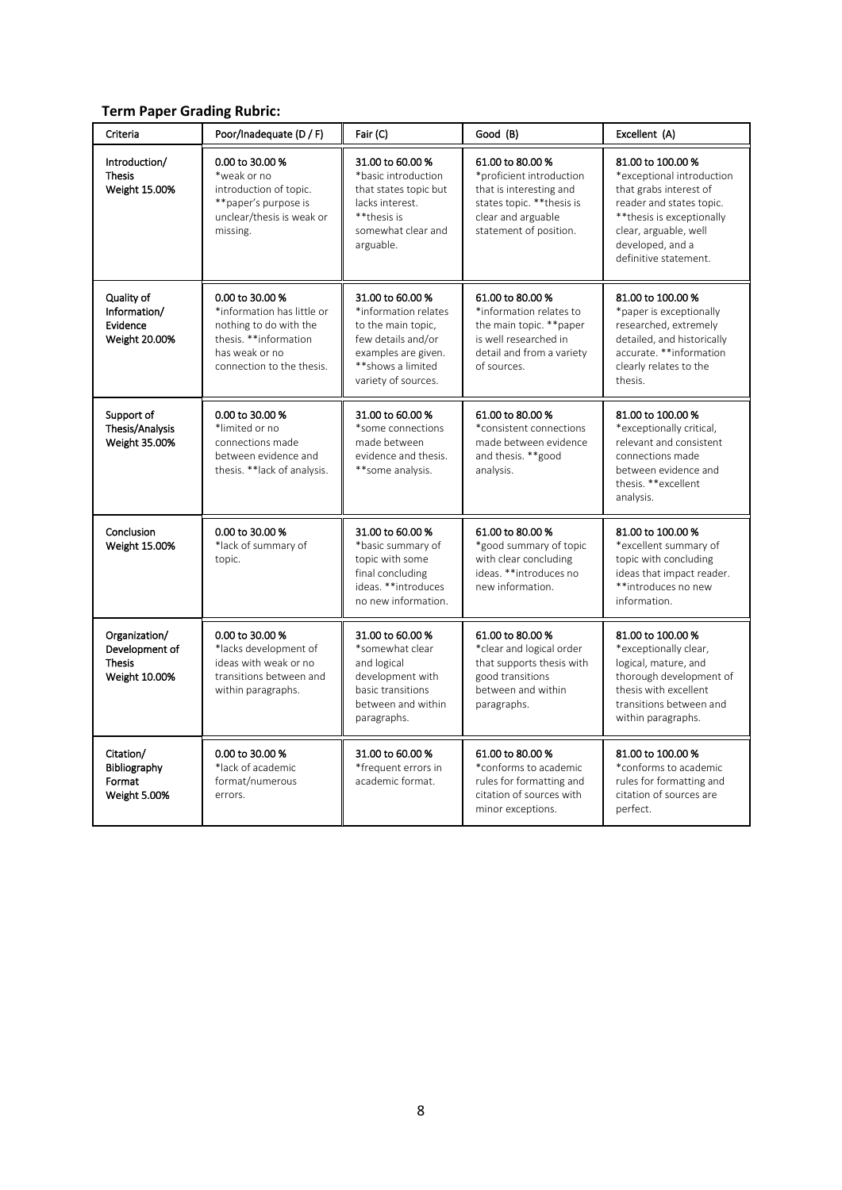**Term Paper Grading Rubric:**

| Criteria | Poor/Inadequate (D / F) | Fair (C) | Good (B) | Excellent (A) |
|---|---|---|---|---|
| Introduction/ Thesis Weight 15.00% | 0.00 to 30.00 % *weak or no introduction of topic. **paper's purpose is unclear/thesis is weak or missing. | 31.00 to 60.00 % *basic introduction that states topic but lacks interest. **thesis is somewhat clear and arguable. | 61.00 to 80.00 % *proficient introduction that is interesting and states topic. **thesis is clear and arguable statement of position. | 81.00 to 100.00 % *exceptional introduction that grabs interest of reader and states topic. **thesis is exceptionally clear, arguable, well developed, and a definitive statement. |
| Quality of Information/ Evidence Weight 20.00% | 0.00 to 30.00 % *information has little or nothing to do with the thesis. **information has weak or no connection to the thesis. | 31.00 to 60.00 % *information relates to the main topic, few details and/or examples are given. **shows a limited variety of sources. | 61.00 to 80.00 % *information relates to the main topic. **paper is well researched in detail and from a variety of sources. | 81.00 to 100.00 % *paper is exceptionally researched, extremely detailed, and historically accurate. **information clearly relates to the thesis. |
| Support of Thesis/Analysis Weight 35.00% | 0.00 to 30.00 % *limited or no connections made between evidence and thesis. **lack of analysis. | 31.00 to 60.00 % *some connections made between evidence and thesis. **some analysis. | 61.00 to 80.00 % *consistent connections made between evidence and thesis. **good analysis. | 81.00 to 100.00 % *exceptionally critical, relevant and consistent connections made between evidence and thesis. **excellent analysis. |
| Conclusion Weight 15.00% | 0.00 to 30.00 % *lack of summary of topic. | 31.00 to 60.00 % *basic summary of topic with some final concluding ideas. **introduces no new information. | 61.00 to 80.00 % *good summary of topic with clear concluding ideas. **introduces no new information. | 81.00 to 100.00 % *excellent summary of topic with concluding ideas that impact reader. **introduces no new information. |
| Organization/ Development of Thesis Weight 10.00% | 0.00 to 30.00 % *lacks development of ideas with weak or no transitions between and within paragraphs. | 31.00 to 60.00 % *somewhat clear and logical development with basic transitions between and within paragraphs. | 61.00 to 80.00 % *clear and logical order that supports thesis with good transitions between and within paragraphs. | 81.00 to 100.00 % *exceptionally clear, logical, mature, and thorough development of thesis with excellent transitions between and within paragraphs. |
| Citation/ Bibliography Format Weight 5.00% | 0.00 to 30.00 % *lack of academic format/numerous errors. | 31.00 to 60.00 % *frequent errors in academic format. | 61.00 to 80.00 % *conforms to academic rules for formatting and citation of sources with minor exceptions. | 81.00 to 100.00 % *conforms to academic rules for formatting and citation of sources are perfect. |